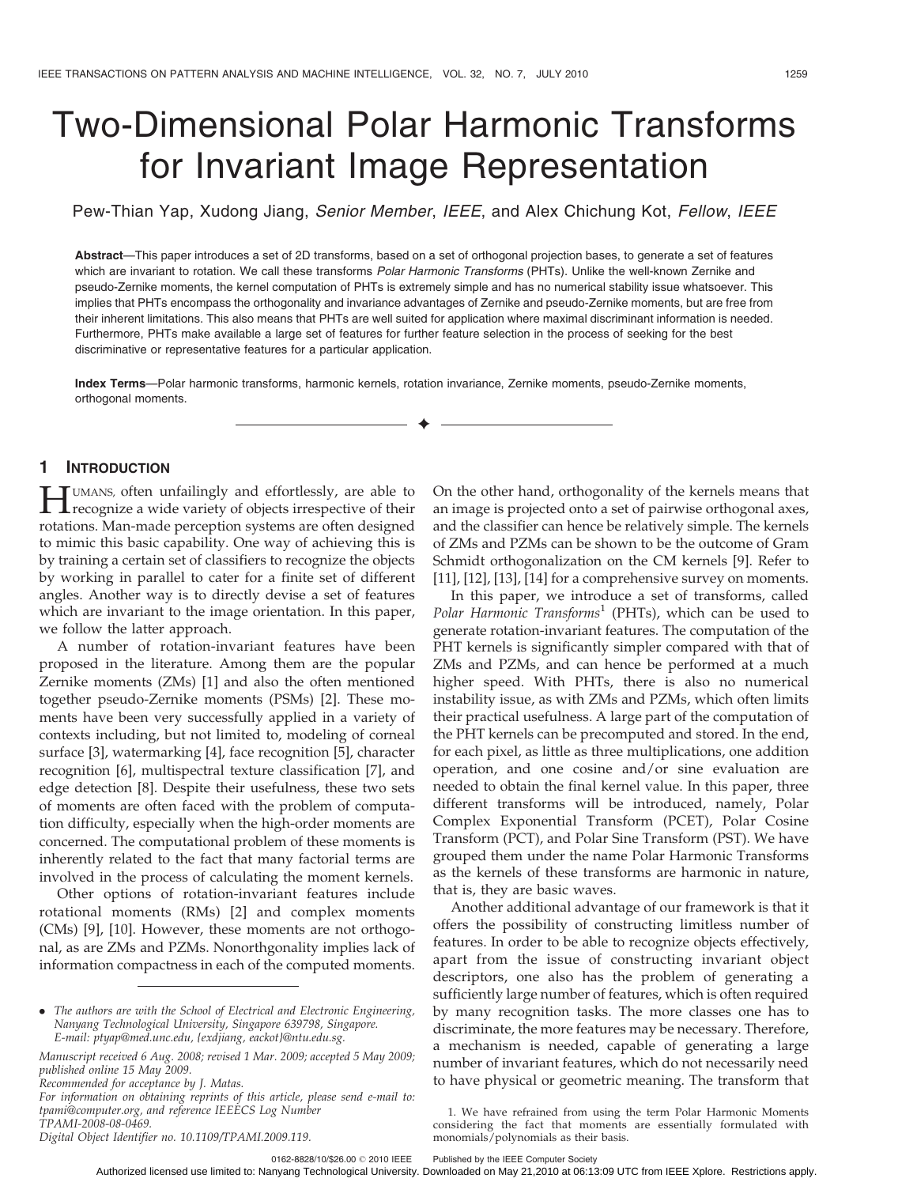# Two-Dimensional Polar Harmonic Transforms for Invariant Image Representation

Pew-Thian Yap, Xudong Jiang, *Senior Member*, *IEEE*, and Alex Chichung Kot, *Fellow*, *IEEE*

**Abstract**—This paper introduces a set of 2D transforms, based on a set of orthogonal projection bases, to generate a set of features which are invariant to rotation. We call these transforms *Polar Harmonic Transforms* (PHTs). Unlike the well-known Zernike and pseudo-Zernike moments, the kernel computation of PHTs is extremely simple and has no numerical stability issue whatsoever. This implies that PHTs encompass the orthogonality and invariance advantages of Zernike and pseudo-Zernike moments, but are free from their inherent limitations. This also means that PHTs are well suited for application where maximal discriminant information is needed. Furthermore, PHTs make available a large set of features for further feature selection in the process of seeking for the best discriminative or representative features for a particular application.

**Index Terms**—Polar harmonic transforms, harmonic kernels, rotation invariance, Zernike moments, pseudo-Zernike moments, orthogonal moments.

## 1 Introduction

Humans, often unfailingly and effortlessly, are able to recognize a wide variety of objects irrespective of their rotations. Man-made perception systems are often designed to mimic this basic capability. One way of achieving this is by training a certain set of classifiers to recognize the objects by working in parallel to cater for a finite set of different angles. Another way is to directly devise a set of features which are invariant to the image orientation. In this paper, we follow the latter approach.

A number of rotation-invariant features have been proposed in the literature. Among them are the popular Zernike moments (ZMs) [1] and also the often mentioned together pseudo-Zernike moments (PSMs) [2]. These moments have been very successfully applied in a variety of contexts including, but not limited to, modeling of corneal surface [3], watermarking [4], face recognition [5], character recognition [6], multispectral texture classification [7], and edge detection [8]. Despite their usefulness, these two sets of moments are often faced with the problem of computation difficulty, especially when the high-order moments are concerned. The computational problem of these moments is inherently related to the fact that many factorial terms are involved in the process of calculating the moment kernels.

Other options of rotation-invariant features include rotational moments (RMs) [2] and complex moments (CMs) [9], [10]. However, these moments are not orthogonal, as are ZMs and PZMs. Nonorthgonality implies lack of information compactness in each of the computed moments. On the other hand, orthogonality of the kernels means that an image is projected onto a set of pairwise orthogonal axes, and the classifier can hence be relatively simple. The kernels of ZMs and PZMs can be shown to be the outcome of Gram Schmidt orthogonalization on the CM kernels [9]. Refer to [11], [12], [13], [14] for a comprehensive survey on moments.

In this paper, we introduce a set of transforms, called *Polar Harmonic Transforms*[1] (PHTs), which can be used to generate rotation-invariant features. The computation of the PHT kernels is significantly simpler compared with that of ZMs and PZMs, and can hence be performed at a much higher speed. With PHTs, there is also no numerical instability issue, as with ZMs and PZMs, which often limits their practical usefulness. A large part of the computation of the PHT kernels can be precomputed and stored. In the end, for each pixel, as little as three multiplications, one addition operation, and one cosine and/or sine evaluation are needed to obtain the final kernel value. In this paper, three different transforms will be introduced, namely, Polar Complex Exponential Transform (PCET), Polar Cosine Transform (PCT), and Polar Sine Transform (PST). We have grouped them under the name Polar Harmonic Transforms as the kernels of these transforms are harmonic in nature, that is, they are basic waves.

Another additional advantage of our framework is that it offers the possibility of constructing limitless number of features. In order to be able to recognize objects effectively, apart from the issue of constructing invariant object descriptors, one also has the problem of generating a sufficiently large number of features, which is often required by many recognition tasks. The more classes one has to discriminate, the more features may be necessary. Therefore, a mechanism is needed, capable of generating a large number of invariant features, which do not necessarily need to have physical or geometric meaning. The transform that

1. We have refrained from using the term Polar Harmonic Moments considering the fact that moments are essentially formulated with monomials/polynomials as their basis.

- The authors are with the School of Electrical and Electronic Engineering, Nanyang Technological University, Singapore 639798, Singapore. E-mail: ptyap@med.unc.edu, {exdjiang, eackot}@ntu.edu.sg.

Manuscript received 6 Aug. 2008; revised 1 Mar. 2009; accepted 5 May 2009; published online 15 May 2009.
Recommended for acceptance by J. Matas.
For information on obtaining reprints of this article, please send e-mail to: tpami@computer.org, and reference IEEECS Log Number TPAMI-2008-08-0469.
Digital Object Identifier no. 10.1109/TPAMI.2009.119.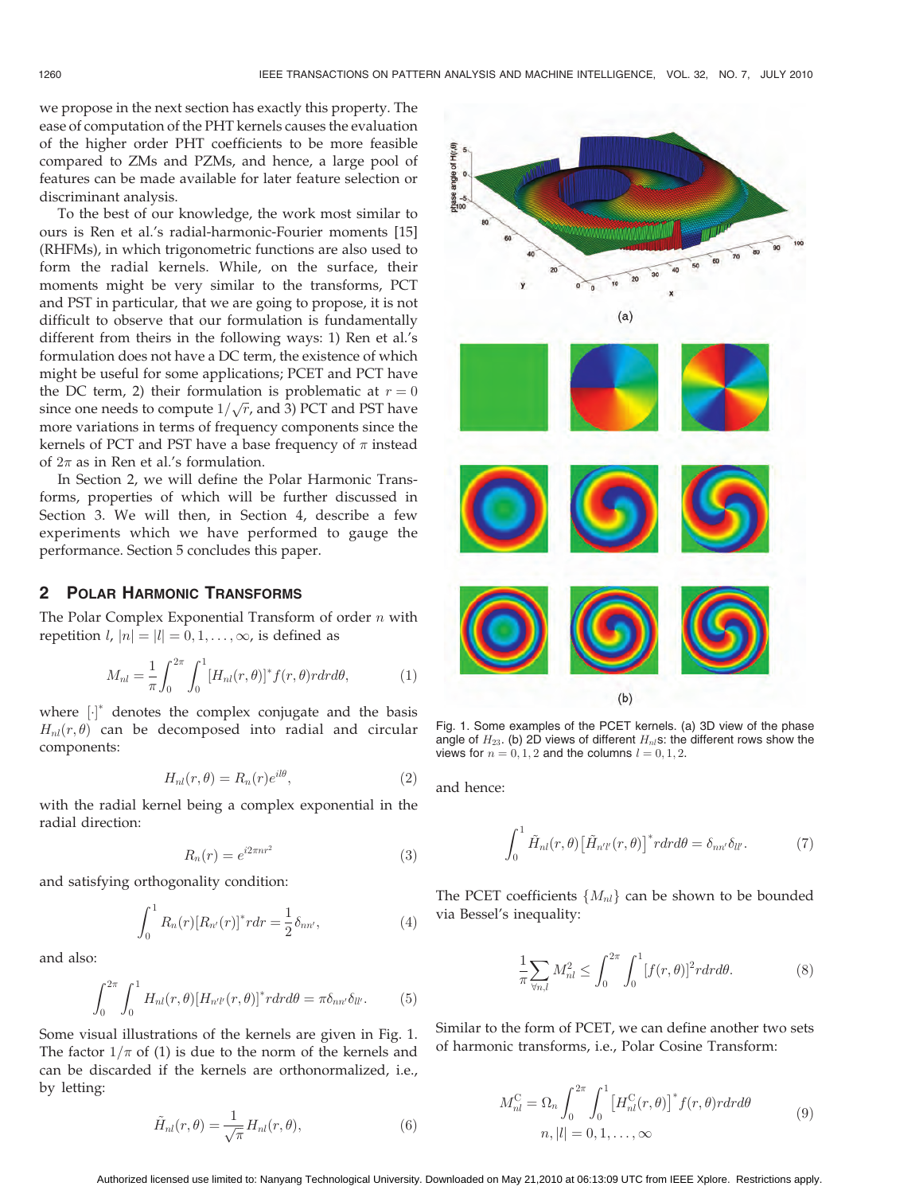we propose in the next section has exactly this property. The ease of computation of the PHT kernels causes the evaluation of the higher order PHT coefficients to be more feasible compared to ZMs and PZMs, and hence, a large pool of features can be made available for later feature selection or discriminant analysis.

To the best of our knowledge, the work most similar to ours is Ren et al.'s radial-harmonic-Fourier moments [15] (RHFMs), in which trigonometric functions are also used to form the radial kernels. While, on the surface, their moments might be very similar to the transforms, PCT and PST in particular, that we are going to propose, it is not difficult to observe that our formulation is fundamentally different from theirs in the following ways: 1) Ren et al.'s formulation does not have a DC term, the existence of which might be useful for some applications; PCET and PCT have the DC term, 2) their formulation is problematic at $r = 0$ since one needs to compute $1/\sqrt{r}$, and 3) PCT and PST have more variations in terms of frequency components since the kernels of PCT and PST have a base frequency of $\pi$ instead of $2\pi$ as in Ren et al.'s formulation.

In Section 2, we will define the Polar Harmonic Transforms, properties of which will be further discussed in Section 3. We will then, in Section 4, describe a few experiments which we have performed to gauge the performance. Section 5 concludes this paper.

## 2 Polar Harmonic Transforms

The Polar Complex Exponential Transform of order $n$ with repetition $l$, $|n| = |l| = 0, 1, \ldots, \infty$, is defined as

$$M_{nl} = \frac{1}{\pi}\int_0^{2\pi}\int_0^1 [H_{nl}(r,\theta)]^* f(r,\theta) r dr d\theta, \tag{1}$$

where $[\cdot]^*$ denotes the complex conjugate and the basis $H_{nl}(r,\theta)$ can be decomposed into radial and circular components:

$$H_{nl}(r,\theta) = R_n(r)e^{il\theta}, \tag{2}$$

with the radial kernel being a complex exponential in the radial direction:

$$R_n(r) = e^{i2\pi n r^2} \tag{3}$$

and satisfying orthogonality condition:

$$\int_0^1 R_n(r)[R_{n'}(r)]^* r dr = \frac{1}{2}\delta_{nn'}, \tag{4}$$

and also:

$$\int_0^{2\pi}\int_0^1 H_{nl}(r,\theta)[H_{n'l'}(r,\theta)]^* r dr d\theta = \pi\delta_{nn'}\delta_{ll'}. \tag{5}$$

Some visual illustrations of the kernels are given in Fig. 1. The factor $1/\pi$ of (1) is due to the norm of the kernels and can be discarded if the kernels are orthonormalized, i.e., by letting:

$$\tilde{H}_{nl}(r,\theta) = \frac{1}{\sqrt{\pi}} H_{nl}(r,\theta), \tag{6}$$

Fig. 1. Some examples of the PCET kernels. (a) 3D view of the phase angle of $H_{23}$. (b) 2D views of different $H_{nl}$s: the different rows show the views for $n = 0, 1, 2$ and the columns $l = 0, 1, 2$.

and hence:

$$\int_0^1 \tilde{H}_{nl}(r,\theta)\left[\tilde{H}_{n'l'}(r,\theta)\right]^* r dr d\theta = \delta_{nn'}\delta_{ll'}. \tag{7}$$

The PCET coefficients $\{M_{nl}\}$ can be shown to be bounded via Bessel's inequality:

$$\frac{1}{\pi}\sum_{\forall n,l} M_{nl}^2 \leq \int_0^{2\pi}\int_0^1 [f(r,\theta)]^2 r dr d\theta. \tag{8}$$

Similar to the form of PCET, we can define another two sets of harmonic transforms, i.e., Polar Cosine Transform:

$$M_{nl}^{\mathrm{C}} = \Omega_n \int_0^{2\pi}\int_0^1 \left[H_{nl}^{\mathrm{C}}(r,\theta)\right]^* f(r,\theta) r dr d\theta \qquad n, |l| = 0, 1, \ldots, \infty \tag{9}$$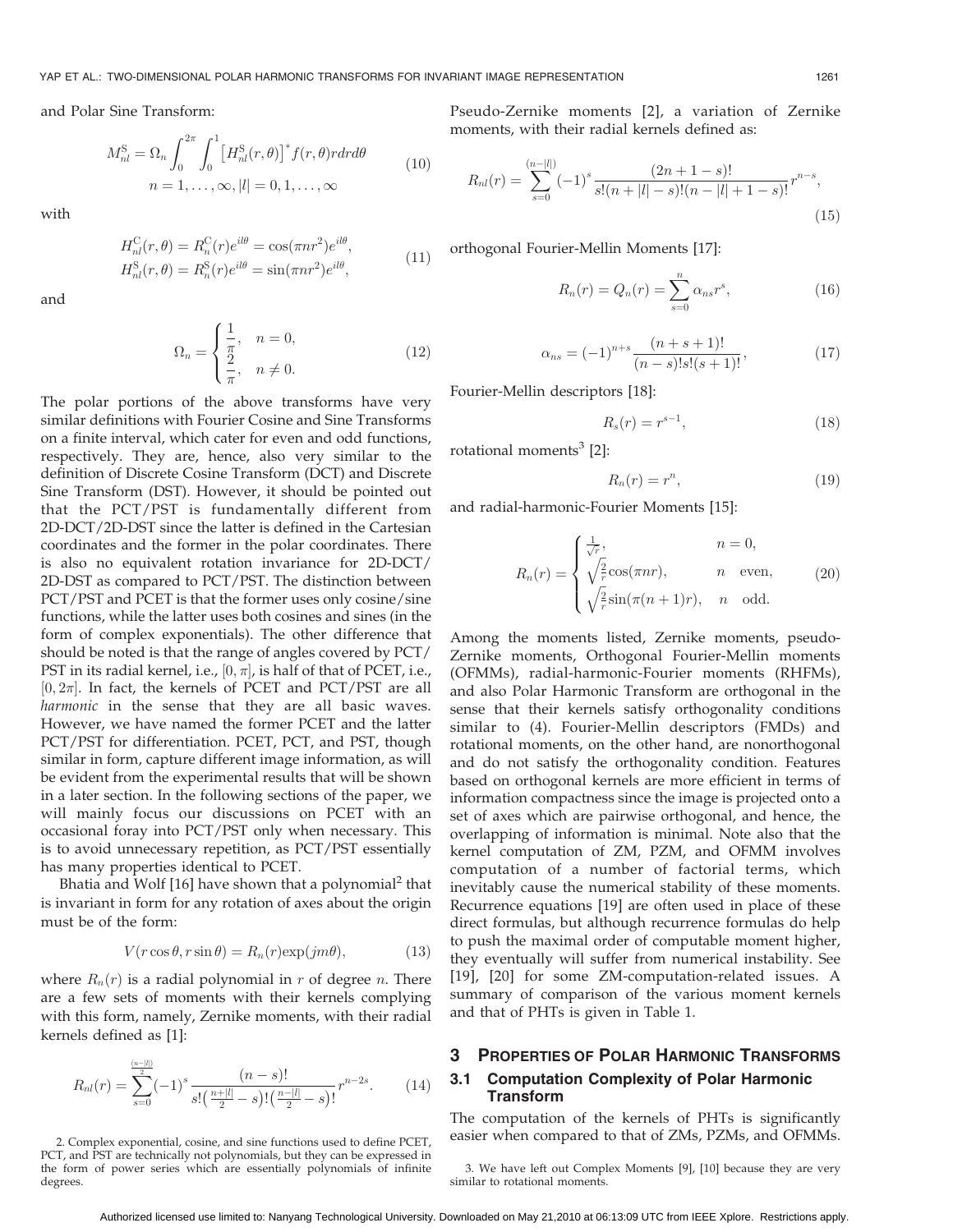and Polar Sine Transform:

$$M_{nl}^{\mathrm{S}} = \Omega_n \int_0^{2\pi}\int_0^1 \left[H_{nl}^{\mathrm{S}}(r,\theta)\right]^* f(r,\theta) r dr d\theta \qquad n = 1,\ldots,\infty, |l| = 0,1,\ldots,\infty \tag{10}$$

with

$$H_{nl}^{\mathrm{C}}(r,\theta) = R_n^{\mathrm{C}}(r)e^{il\theta} = \cos(\pi n r^2)e^{il\theta}, \qquad H_{nl}^{\mathrm{S}}(r,\theta) = R_n^{\mathrm{S}}(r)e^{il\theta} = \sin(\pi n r^2)e^{il\theta}, \tag{11}$$

and

$$\Omega_n = \begin{cases} \dfrac{1}{\pi}, & n = 0, \\ \dfrac{2}{\pi}, & n \neq 0. \end{cases} \tag{12}$$

The polar portions of the above transforms have very similar definitions with Fourier Cosine and Sine Transforms on a finite interval, which cater for even and odd functions, respectively. They are, hence, also very similar to the definition of Discrete Cosine Transform (DCT) and Discrete Sine Transform (DST). However, it should be pointed out that the PCT/PST is fundamentally different from 2D-DCT/2D-DST since the latter is defined in the Cartesian coordinates and the former in the polar coordinates. There is also no equivalent rotation invariance for 2D-DCT/2D-DST as compared to PCT/PST. The distinction between PCT/PST and PCET is that the former uses only cosine/sine functions, while the latter uses both cosines and sines (in the form of complex exponentials). The other difference that should be noted is that the range of angles covered by PCT/PST in its radial kernel, i.e., $[0,\pi]$, is half of that of PCET, i.e., $[0,2\pi]$. In fact, the kernels of PCET and PCT/PST are all *harmonic* in the sense that they are all basic waves. However, we have named the former PCET and the latter PCT/PST for differentiation. PCET, PCT, and PST, though similar in form, capture different image information, as will be evident from the experimental results that will be shown in a later section. In the following sections of the paper, we will mainly focus our discussions on PCET with an occasional foray into PCT/PST only when necessary. This is to avoid unnecessary repetition, as PCT/PST essentially has many properties identical to PCET.

Bhatia and Wolf [16] have shown that a polynomial[2] that is invariant in form for any rotation of axes about the origin must be of the form:

$$V(r\cos\theta, r\sin\theta) = R_n(r)\exp(jm\theta), \tag{13}$$

where $R_n(r)$ is a radial polynomial in $r$ of degree $n$. There are a few sets of moments with their kernels complying with this form, namely, Zernike moments, with their radial kernels defined as [1]:

$$R_{nl}(r) = \sum_{s=0}^{\frac{(n-|l|)}{2}} (-1)^s \frac{(n-s)!}{s!\left(\frac{n+|l|}{2}-s\right)!\left(\frac{n-|l|}{2}-s\right)!} r^{n-2s}. \tag{14}$$

Pseudo-Zernike moments [2], a variation of Zernike moments, with their radial kernels defined as:

$$R_{nl}(r) = \sum_{s=0}^{(n-|l|)} (-1)^s \frac{(2n+1-s)!}{s!(n+|l|-s)!(n-|l|+1-s)!} r^{n-s}, \tag{15}$$

orthogonal Fourier-Mellin Moments [17]:

$$R_n(r) = Q_n(r) = \sum_{s=0}^{n} \alpha_{ns} r^s, \tag{16}$$

$$\alpha_{ns} = (-1)^{n+s} \frac{(n+s+1)!}{(n-s)!s!(s+1)!}, \tag{17}$$

Fourier-Mellin descriptors [18]:

$$R_s(r) = r^{s-1}, \tag{18}$$

rotational moments[3] [2]:

$$R_n(r) = r^n, \tag{19}$$

and radial-harmonic-Fourier Moments [15]:

$$R_n(r) = \begin{cases} \frac{1}{\sqrt{r}}, & n = 0, \\ \sqrt{\frac{2}{r}}\cos(\pi n r), & n \quad \text{even}, \\ \sqrt{\frac{2}{r}}\sin(\pi(n+1)r), & n \quad \text{odd}. \end{cases} \tag{20}$$

Among the moments listed, Zernike moments, pseudo-Zernike moments, Orthogonal Fourier-Mellin moments (OFMMs), radial-harmonic-Fourier moments (RHFMs), and also Polar Harmonic Transform are orthogonal in the sense that their kernels satisfy orthogonality conditions similar to (4). Fourier-Mellin descriptors (FMDs) and rotational moments, on the other hand, are nonorthogonal and do not satisfy the orthogonality condition. Features based on orthogonal kernels are more efficient in terms of information compactness since the image is projected onto a set of axes which are pairwise orthogonal, and hence, the overlapping of information is minimal. Note also that the kernel computation of ZM, PZM, and OFMM involves computation of a number of factorial terms, which inevitably cause the numerical stability of these moments. Recurrence equations [19] are often used in place of these direct formulas, but although recurrence formulas do help to push the maximal order of computable moment higher, they eventually will suffer from numerical instability. See [19], [20] for some ZM-computation-related issues. A summary of comparison of the various moment kernels and that of PHTs is given in Table 1.

## 3 Properties of Polar Harmonic Transforms

### 3.1 Computation Complexity of Polar Harmonic Transform

The computation of the kernels of PHTs is significantly easier when compared to that of ZMs, PZMs, and OFMMs.

2. Complex exponential, cosine, and sine functions used to define PCET, PCT, and PST are technically not polynomials, but they can be expressed in the form of power series which are essentially polynomials of infinite degrees.

3. We have left out Complex Moments [9], [10] because they are very similar to rotational moments.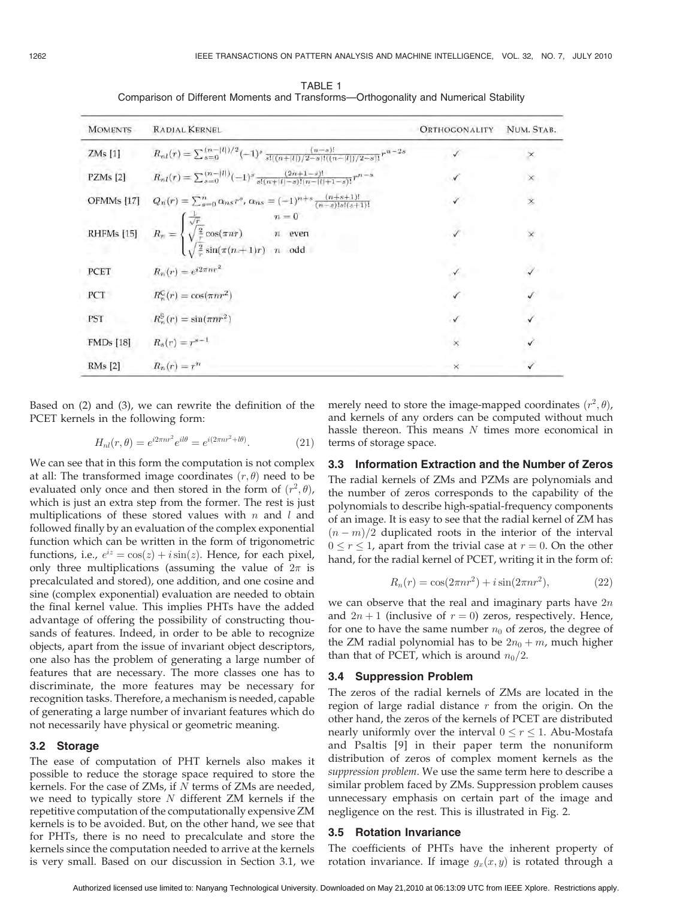TABLE 1
Comparison of Different Moments and Transforms—Orthogonality and Numerical Stability

| MOMENTS | RADIAL KERNEL | ORTHOGONALITY | NUM. STAB. |
|---|---|---|---|
| ZMs [1] | $R_{nl}(r) = \sum_{s=0}^{(n-\lvert l \rvert)/2} (-1)^s \frac{(n-s)!}{s!((n+\lvert l \rvert)/2-s)!((n-\lvert l \rvert)/2-s)!} r^{n-2s}$ | ✓ | × |
| PZMs [2] | $R_{nl}(r) = \sum_{s=0}^{(n-\lvert l \rvert)} (-1)^s \frac{(2n+1-s)!}{s!(n+\lvert l \rvert-s)!(n-\lvert l \rvert+1-s)!} r^{n-s}$ | ✓ | × |
| OFMMs [17] | $Q_n(r) = \sum_{s=0}^{n} \alpha_{ns} r^s$, $\alpha_{ns} = (-1)^{n+s} \frac{(n+s+1)!}{(n-s)!s!(s+1)!}$ | ✓ | × |
| RHFMs [15] | $R_n = \begin{cases} \frac{1}{\sqrt{r}} & n = 0 \\ \sqrt{\frac{2}{r}} \cos(\pi n r) & n \text{ even} \\ \sqrt{\frac{2}{r}} \sin(\pi (n+1) r) & n \text{ odd} \end{cases}$ | ✓ | × |
| PCET | $R_n(r) = e^{i2\pi n r^2}$ | ✓ | ✓ |
| PCT | $R_n^C(r) = \cos(\pi n r^2)$ | ✓ | ✓ |
| PST | $R_n^S(r) = \sin(\pi n r^2)$ | ✓ | ✓ |
| FMDs [18] | $R_s(r) = r^{s-1}$ | × | ✓ |
| RMs [2] | $R_n(r) = r^n$ | × | ✓ |

Based on (2) and (3), we can rewrite the definition of the PCET kernels in the following form:

$$H_{nl}(r, \theta) = e^{i2\pi n r^2} e^{il\theta} = e^{i(2\pi n r^2 + l\theta)}. \tag{21}$$

We can see that in this form the computation is not complex at all: The transformed image coordinates $(r, \theta)$ need to be evaluated only once and then stored in the form of $(r^2, \theta)$, which is just an extra step from the former. The rest is just multiplications of these stored values with $n$ and $l$ and followed finally by an evaluation of the complex exponential function which can be written in the form of trigonometric functions, i.e., $e^{iz} = \cos(z) + i\sin(z)$. Hence, for each pixel, only three multiplications (assuming the value of $2\pi$ is precalculated and stored), one addition, and one cosine and sine (complex exponential) evaluation are needed to obtain the final kernel value. This implies PHTs have the added advantage of offering the possibility of constructing thousands of features. Indeed, in order to be able to recognize objects, apart from the issue of invariant object descriptors, one also has the problem of generating a large number of features that are necessary. The more classes one has to discriminate, the more features may be necessary for recognition tasks. Therefore, a mechanism is needed, capable of generating a large number of invariant features which do not necessarily have physical or geometric meaning.

### 3.2 Storage

The ease of computation of PHT kernels also makes it possible to reduce the storage space required to store the kernels. For the case of ZMs, if $N$ terms of ZMs are needed, we need to typically store $N$ different ZM kernels if the repetitive computation of the computationally expensive ZM kernels is to be avoided. But, on the other hand, we see that for PHTs, there is no need to precalculate and store the kernels since the computation needed to arrive at the kernels is very small. Based on our discussion in Section 3.1, we merely need to store the image-mapped coordinates $(r^2, \theta)$, and kernels of any orders can be computed without much hassle thereon. This means $N$ times more economical in terms of storage space.

### 3.3 Information Extraction and the Number of Zeros

The radial kernels of ZMs and PZMs are polynomials and the number of zeros corresponds to the capability of the polynomials to describe high-spatial-frequency components of an image. It is easy to see that the radial kernel of ZM has $(n - m)/2$ duplicated roots in the interior of the interval $0 \le r \le 1$, apart from the trivial case at $r = 0$. On the other hand, for the radial kernel of PCET, writing it in the form of:

$$R_n(r) = \cos(2\pi n r^2) + i\sin(2\pi n r^2), \tag{22}$$

we can observe that the real and imaginary parts have $2n$ and $2n + 1$ (inclusive of $r = 0$) zeros, respectively. Hence, for one to have the same number $n_0$ of zeros, the degree of the ZM radial polynomial has to be $2n_0 + m$, much higher than that of PCET, which is around $n_0/2$.

### 3.4 Suppression Problem

The zeros of the radial kernels of ZMs are located in the region of large radial distance $r$ from the origin. On the other hand, the zeros of the kernels of PCET are distributed nearly uniformly over the interval $0 \le r \le 1$. Abu-Mostafa and Psaltis [9] in their paper term the nonuniform distribution of zeros of complex moment kernels as the *suppression problem*. We use the same term here to describe a similar problem faced by ZMs. Suppression problem causes unnecessary emphasis on certain part of the image and negligence on the rest. This is illustrated in Fig. 2.

### 3.5 Rotation Invariance

The coefficients of PHTs have the inherent property of rotation invariance. If image $g_x(x, y)$ is rotated through a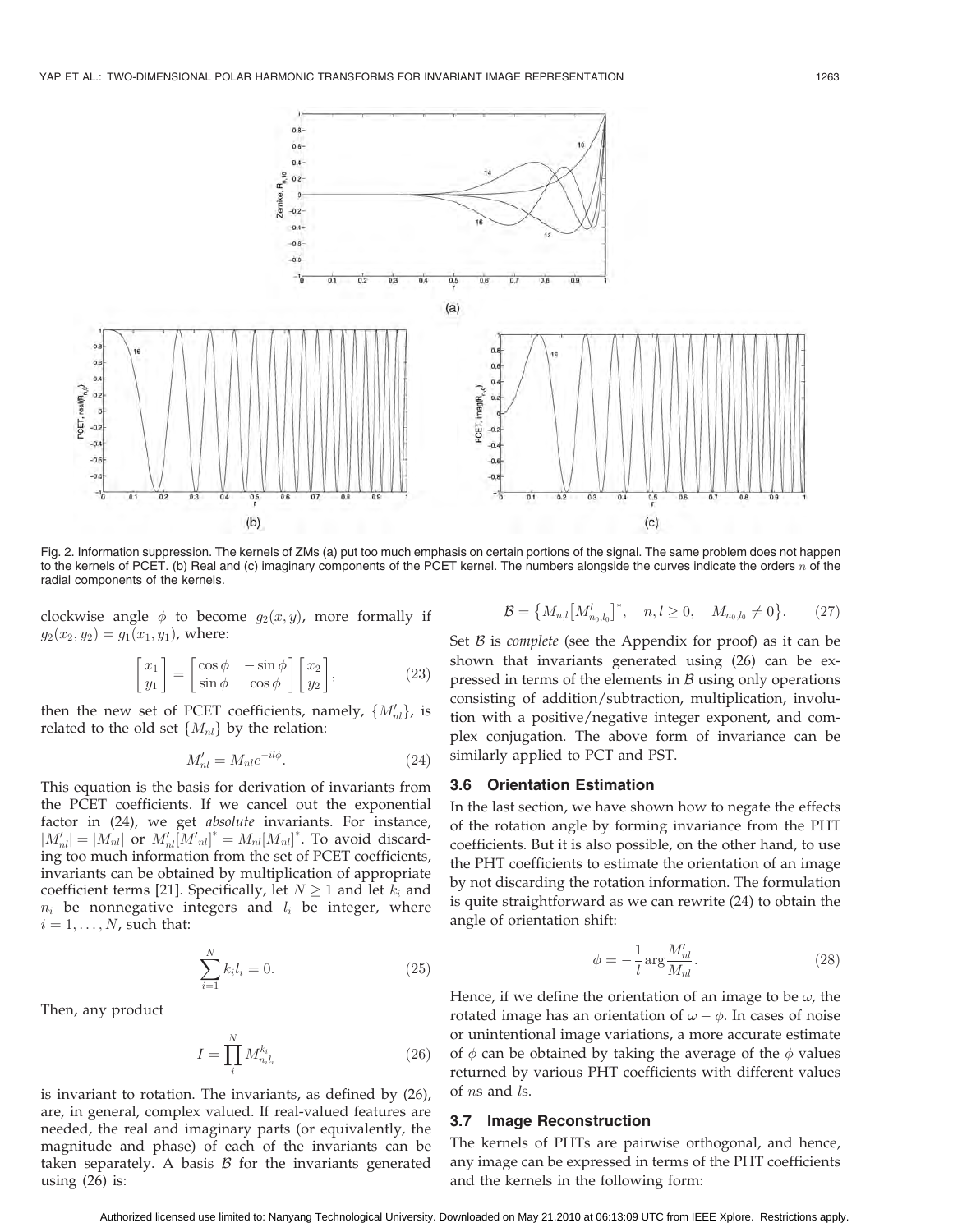Fig. 2. Information suppression. The kernels of ZMs (a) put too much emphasis on certain portions of the signal. The same problem does not happen to the kernels of PCET. (b) Real and (c) imaginary components of the PCET kernel. The numbers alongside the curves indicate the orders $n$ of the radial components of the kernels.

clockwise angle $\phi$ to become $g_2(x, y)$, more formally if $g_2(x_2, y_2) = g_1(x_1, y_1)$, where:

$$\begin{bmatrix} x_1 \\ y_1 \end{bmatrix} = \begin{bmatrix} \cos\phi & -\sin\phi \\ \sin\phi & \cos\phi \end{bmatrix} \begin{bmatrix} x_2 \\ y_2 \end{bmatrix}, \tag{23}$$

then the new set of PCET coefficients, namely, $\{M'_{nl}\}$, is related to the old set $\{M_{nl}\}$ by the relation:

$$M'_{nl} = M_{nl} e^{-il\phi}. \tag{24}$$

This equation is the basis for derivation of invariants from the PCET coefficients. If we cancel out the exponential factor in (24), we get *absolute* invariants. For instance, $|M'_{nl}| = |M_{nl}|$ or $M'_{nl}[M'_{nl}]^* = M_{nl}[M_{nl}]^*$. To avoid discarding too much information from the set of PCET coefficients, invariants can be obtained by multiplication of appropriate coefficient terms [21]. Specifically, let $N \geq 1$ and let $k_i$ and $n_i$ be nonnegative integers and $l_i$ be integer, where $i = 1, \ldots, N$, such that:

$$\sum_{i=1}^{N} k_i l_i = 0. \tag{25}$$

Then, any product

$$I = \prod_{i}^{N} M_{n_i l_i}^{k_i} \tag{26}$$

is invariant to rotation. The invariants, as defined by (26), are, in general, complex valued. If real-valued features are needed, the real and imaginary parts (or equivalently, the magnitude and phase) of each of the invariants can be taken separately. A basis $\mathcal{B}$ for the invariants generated using (26) is:

$$\mathcal{B} = \left\{ M_{n,l} \left[ M_{n_0,l_0}^{l} \right]^*, \quad n, l \geq 0, \quad M_{n_0,l_0} \neq 0 \right\}. \tag{27}$$

Set $\mathcal{B}$ is *complete* (see the Appendix for proof) as it can be shown that invariants generated using (26) can be expressed in terms of the elements in $\mathcal{B}$ using only operations consisting of addition/subtraction, multiplication, involution with a positive/negative integer exponent, and complex conjugation. The above form of invariance can be similarly applied to PCT and PST.

### 3.6 Orientation Estimation

In the last section, we have shown how to negate the effects of the rotation angle by forming invariance from the PHT coefficients. But it is also possible, on the other hand, to use the PHT coefficients to estimate the orientation of an image by not discarding the rotation information. The formulation is quite straightforward as we can rewrite (24) to obtain the angle of orientation shift:

$$\phi = -\frac{1}{l} \arg \frac{M'_{nl}}{M_{nl}}. \tag{28}$$

Hence, if we define the orientation of an image to be $\omega$, the rotated image has an orientation of $\omega - \phi$. In cases of noise or unintentional image variations, a more accurate estimate of $\phi$ can be obtained by taking the average of the $\phi$ values returned by various PHT coefficients with different values of $n$s and $l$s.

### 3.7 Image Reconstruction

The kernels of PHTs are pairwise orthogonal, and hence, any image can be expressed in terms of the PHT coefficients and the kernels in the following form: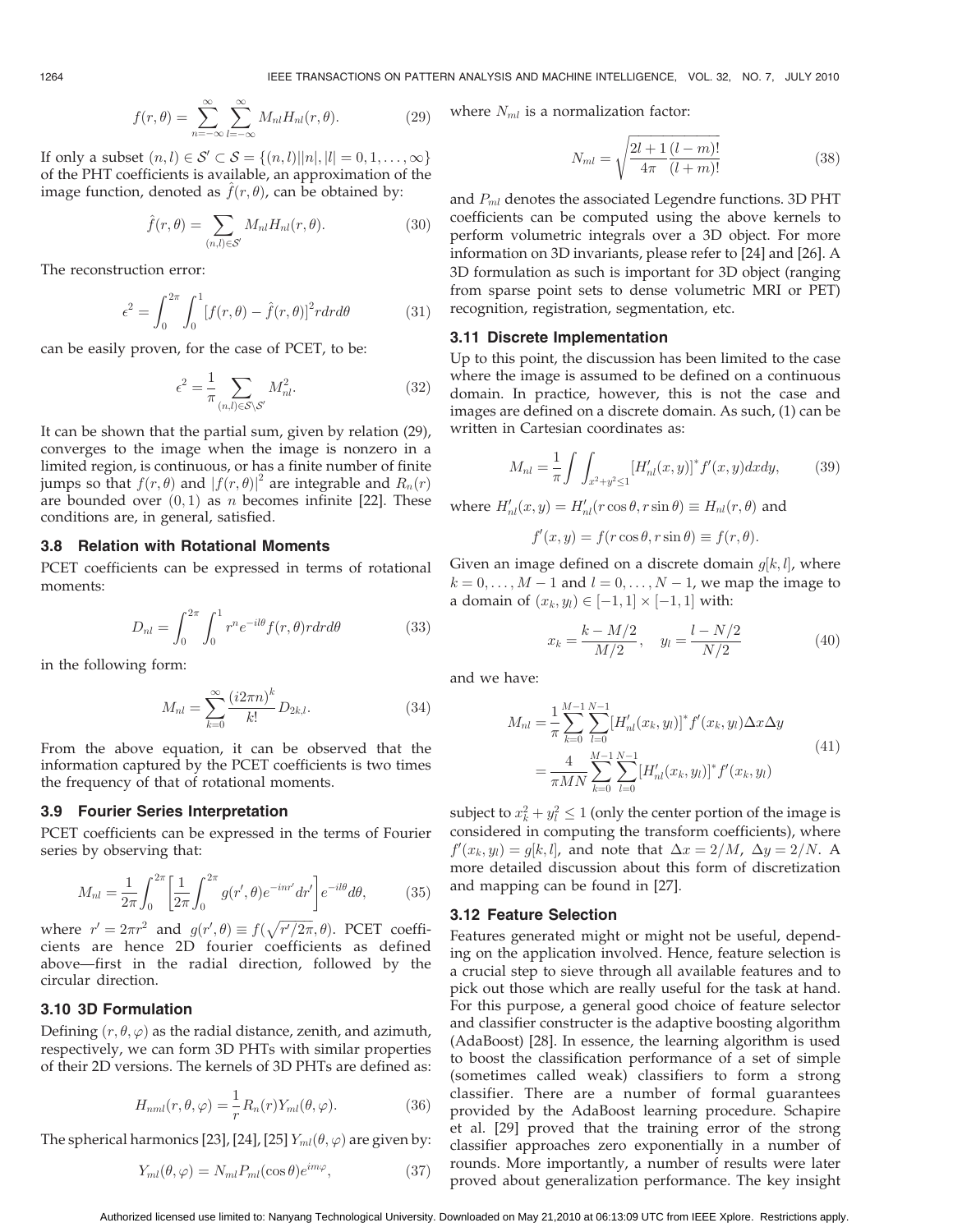$$f(r, \theta) = \sum_{n=-\infty}^{\infty} \sum_{l=-\infty}^{\infty} M_{nl} H_{nl}(r, \theta). \tag{29}$$

If only a subset $(n, l) \in \mathcal{S}' \subset \mathcal{S} = \{(n, l) | |n|, |l| = 0, 1, \ldots, \infty\}$ of the PHT coefficients is available, an approximation of the image function, denoted as $\hat{f}(r, \theta)$, can be obtained by:

$$\hat{f}(r, \theta) = \sum_{(n,l) \in \mathcal{S}'} M_{nl} H_{nl}(r, \theta). \tag{30}$$

The reconstruction error:

$$\epsilon^2 = \int_0^{2\pi} \int_0^1 [f(r, \theta) - \hat{f}(r, \theta)]^2 r dr d\theta \tag{31}$$

can be easily proven, for the case of PCET, to be:

$$\epsilon^2 = \frac{1}{\pi} \sum_{(n,l) \in \mathcal{S} \setminus \mathcal{S}'} M_{nl}^2. \tag{32}$$

It can be shown that the partial sum, given by relation (29), converges to the image when the image is nonzero in a limited region, is continuous, or has a finite number of finite jumps so that $f(r, \theta)$ and $|f(r, \theta)|^2$ are integrable and $R_n(r)$ are bounded over $(0, 1)$ as $n$ becomes infinite [22]. These conditions are, in general, satisfied.

### 3.8 Relation with Rotational Moments

PCET coefficients can be expressed in terms of rotational moments:

$$D_{nl} = \int_0^{2\pi} \int_0^1 r^n e^{-il\theta} f(r, \theta) r dr d\theta \tag{33}$$

in the following form:

$$M_{nl} = \sum_{k=0}^{\infty} \frac{(i2\pi n)^k}{k!} D_{2k,l}. \tag{34}$$

From the above equation, it can be observed that the information captured by the PCET coefficients is two times the frequency of that of rotational moments.

### 3.9 Fourier Series Interpretation

PCET coefficients can be expressed in the terms of Fourier series by observing that:

$$M_{nl} = \frac{1}{2\pi} \int_0^{2\pi} \left[ \frac{1}{2\pi} \int_0^{2\pi} g(r', \theta) e^{-inr'} dr' \right] e^{-il\theta} d\theta, \tag{35}$$

where $r' = 2\pi r^2$ and $g(r', \theta) \equiv f(\sqrt{r'/2\pi}, \theta)$. PCET coefficients are hence 2D fourier coefficients as defined above—first in the radial direction, followed by the circular direction.

### 3.10 3D Formulation

Defining $(r, \theta, \varphi)$ as the radial distance, zenith, and azimuth, respectively, we can form 3D PHTs with similar properties of their 2D versions. The kernels of 3D PHTs are defined as:

$$H_{nml}(r, \theta, \varphi) = \frac{1}{r} R_n(r) Y_{ml}(\theta, \varphi). \tag{36}$$

The spherical harmonics [23], [24], [25] $Y_{ml}(\theta, \varphi)$ are given by:

$$Y_{ml}(\theta, \varphi) = N_{ml} P_{ml}(\cos\theta) e^{im\varphi}, \tag{37}$$

where $N_{ml}$ is a normalization factor:

$$N_{ml} = \sqrt{\frac{2l+1}{4\pi} \frac{(l-m)!}{(l+m)!}} \tag{38}$$

and $P_{ml}$ denotes the associated Legendre functions. 3D PHT coefficients can be computed using the above kernels to perform volumetric integrals over a 3D object. For more information on 3D invariants, please refer to [24] and [26]. A 3D formulation as such is important for 3D object (ranging from sparse point sets to dense volumetric MRI or PET) recognition, registration, segmentation, etc.

### 3.11 Discrete Implementation

Up to this point, the discussion has been limited to the case where the image is assumed to be defined on a continuous domain. In practice, however, this is not the case and images are defined on a discrete domain. As such, (1) can be written in Cartesian coordinates as:

$$M_{nl} = \frac{1}{\pi} \int \int_{x^2+y^2 \leq 1} [H'_{nl}(x, y)]^* f'(x, y) dx dy, \tag{39}$$

where $H'_{nl}(x, y) = H'_{nl}(r\cos\theta, r\sin\theta) \equiv H_{nl}(r, \theta)$ and

$$f'(x, y) = f(r\cos\theta, r\sin\theta) \equiv f(r, \theta).$$

Given an image defined on a discrete domain $g[k, l]$, where $k = 0, \ldots, M-1$ and $l = 0, \ldots, N-1$, we map the image to a domain of $(x_k, y_l) \in [-1, 1] \times [-1, 1]$ with:

$$x_k = \frac{k - M/2}{M/2}, \quad y_l = \frac{l - N/2}{N/2} \tag{40}$$

and we have:

$$\begin{aligned} M_{nl} &= \frac{1}{\pi} \sum_{k=0}^{M-1} \sum_{l=0}^{N-1} [H'_{nl}(x_k, y_l)]^* f'(x_k, y_l) \Delta x \Delta y \\ &= \frac{4}{\pi MN} \sum_{k=0}^{M-1} \sum_{l=0}^{N-1} [H'_{nl}(x_k, y_l)]^* f'(x_k, y_l) \end{aligned} \tag{41}$$

subject to $x_k^2 + y_l^2 \leq 1$ (only the center portion of the image is considered in computing the transform coefficients), where $f'(x_k, y_l) = g[k, l]$, and note that $\Delta x = 2/M$, $\Delta y = 2/N$. A more detailed discussion about this form of discretization and mapping can be found in [27].

### 3.12 Feature Selection

Features generated might or might not be useful, depending on the application involved. Hence, feature selection is a crucial step to sieve through all available features and to pick out those which are really useful for the task at hand. For this purpose, a general good choice of feature selector and classifier constructer is the adaptive boosting algorithm (AdaBoost) [28]. In essence, the learning algorithm is used to boost the classification performance of a set of simple (sometimes called weak) classifiers to form a strong classifier. There are a number of formal guarantees provided by the AdaBoost learning procedure. Schapire et al. [29] proved that the training error of the strong classifier approaches zero exponentially in a number of rounds. More importantly, a number of results were later proved about generalization performance. The key insight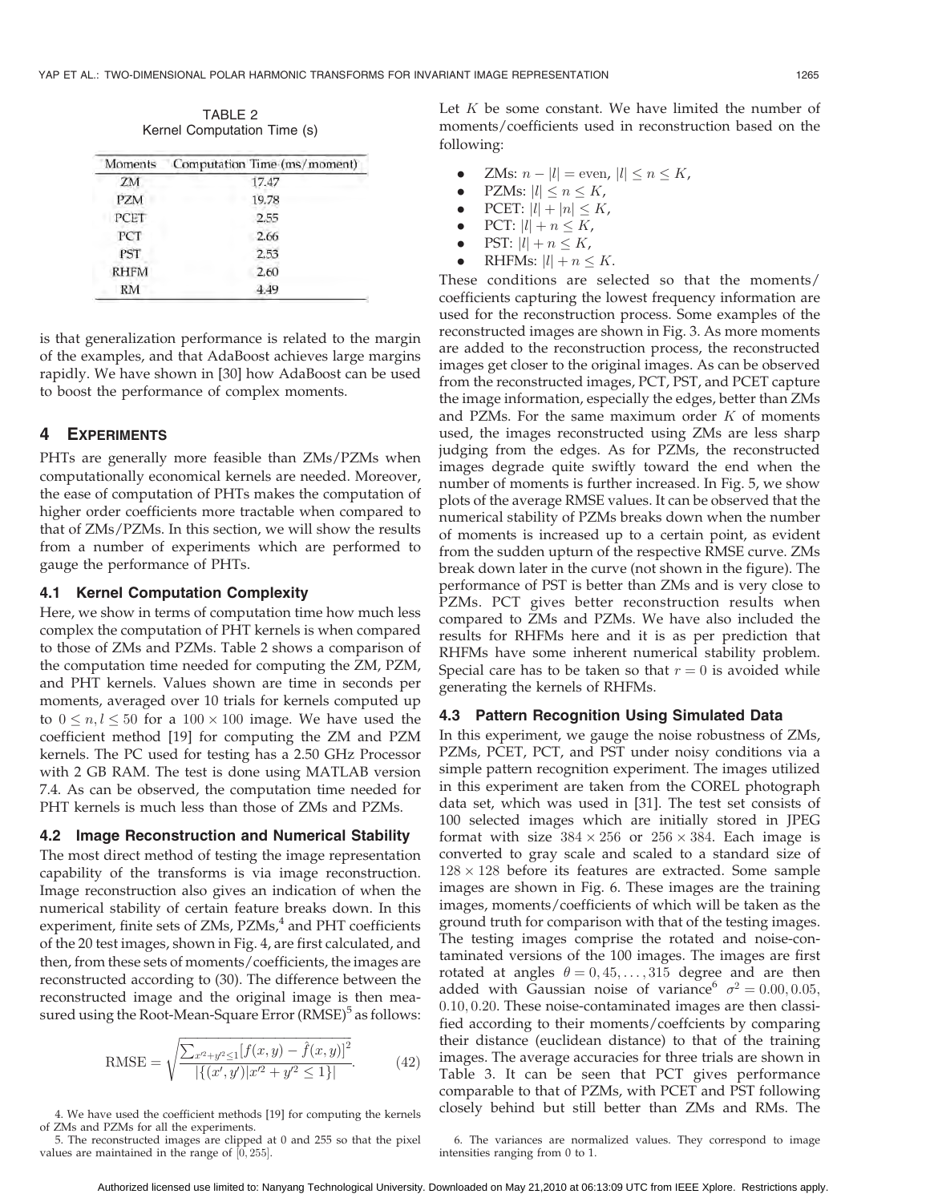TABLE 2
Kernel Computation Time (s)

| Moments | Computation Time (ms/moment) |
|---|---|
| ZM | 17.47 |
| PZM | 19.78 |
| PCET | 2.55 |
| PCT | 2.66 |
| PST | 2.53 |
| RHFM | 2.60 |
| RM | 4.49 |

is that generalization performance is related to the margin of the examples, and that AdaBoost achieves large margins rapidly. We have shown in [30] how AdaBoost can be used to boost the performance of complex moments.

## 4 Experiments

PHTs are generally more feasible than ZMs/PZMs when computationally economical kernels are needed. Moreover, the ease of computation of PHTs makes the computation of higher order coefficients more tractable when compared to that of ZMs/PZMs. In this section, we will show the results from a number of experiments which are performed to gauge the performance of PHTs.

### 4.1 Kernel Computation Complexity

Here, we show in terms of computation time how much less complex the computation of PHT kernels is when compared to those of ZMs and PZMs. Table 2 shows a comparison of the computation time needed for computing the ZM, PZM, and PHT kernels. Values shown are time in seconds per moments, averaged over 10 trials for kernels computed up to $0 \leq n, l \leq 50$ for a $100 \times 100$ image. We have used the coefficient method [19] for computing the ZM and PZM kernels. The PC used for testing has a 2.50 GHz Processor with 2 GB RAM. The test is done using MATLAB version 7.4. As can be observed, the computation time needed for PHT kernels is much less than those of ZMs and PZMs.

### 4.2 Image Reconstruction and Numerical Stability

The most direct method of testing the image representation capability of the transforms is via image reconstruction. Image reconstruction also gives an indication of when the numerical stability of certain feature breaks down. In this experiment, finite sets of ZMs, PZMs,[4] and PHT coefficients of the 20 test images, shown in Fig. 4, are first calculated, and then, from these sets of moments/coefficients, the images are reconstructed according to (30). The difference between the reconstructed image and the original image is then measured using the Root-Mean-Square Error (RMSE)[5] as follows:

$$\text{RMSE} = \sqrt{\frac{\sum_{x'^2+y'^2 \leq 1} [f(x,y) - \hat{f}(x,y)]^2}{|\{(x',y')|x'^2 + y'^2 \leq 1\}|}}. \tag{42}$$

Let $K$ be some constant. We have limited the number of moments/coefficients used in reconstruction based on the following:

- ZMs: $n - |l| = \text{even}$, $|l| \leq n \leq K$,
- PZMs: $|l| \leq n \leq K$,
- PCET: $|l| + |n| \leq K$,
- PCT: $|l| + n \leq K$,
- PST: $|l| + n \leq K$,
- RHFMs: $|l| + n \leq K$.

These conditions are selected so that the moments/coefficients capturing the lowest frequency information are used for the reconstruction process. Some examples of the reconstructed images are shown in Fig. 3. As more moments are added to the reconstruction process, the reconstructed images get closer to the original images. As can be observed from the reconstructed images, PCT, PST, and PCET capture the image information, especially the edges, better than ZMs and PZMs. For the same maximum order $K$ of moments used, the images reconstructed using ZMs are less sharp judging from the edges. As for PZMs, the reconstructed images degrade quite swiftly toward the end when the number of moments is further increased. In Fig. 5, we show plots of the average RMSE values. It can be observed that the numerical stability of PZMs breaks down when the number of moments is increased up to a certain point, as evident from the sudden upturn of the respective RMSE curve. ZMs break down later in the curve (not shown in the figure). The performance of PST is better than ZMs and is very close to PZMs. PCT gives better reconstruction results when compared to ZMs and PZMs. We have also included the results for RHFMs here and it is as per prediction that RHFMs have some inherent numerical stability problem. Special care has to be taken so that $r = 0$ is avoided while generating the kernels of RHFMs.

### 4.3 Pattern Recognition Using Simulated Data

In this experiment, we gauge the noise robustness of ZMs, PZMs, PCET, PCT, and PST under noisy conditions via a simple pattern recognition experiment. The images utilized in this experiment are taken from the COREL photograph data set, which was used in [31]. The test set consists of 100 selected images which are initially stored in JPEG format with size $384 \times 256$ or $256 \times 384$. Each image is converted to gray scale and scaled to a standard size of $128 \times 128$ before its features are extracted. Some sample images are shown in Fig. 6. These images are the training images, moments/coefficients of which will be taken as the ground truth for comparison with that of the testing images. The testing images comprise the rotated and noise-contaminated versions of the 100 images. The images are first rotated at angles $\theta = 0, 45, \ldots, 315$ degree and are then added with Gaussian noise of variance[6] $\sigma^2 = 0.00, 0.05, 0.10, 0.20$. These noise-contaminated images are then classified according to their moments/coeffcients by comparing their distance (euclidean distance) to that of the training images. The average accuracies for three trials are shown in Table 3. It can be seen that PCT gives performance comparable to that of PZMs, with PCET and PST following closely behind but still better than ZMs and RMs. The

4. We have used the coefficient methods [19] for computing the kernels of ZMs and PZMs for all the experiments.

5. The reconstructed images are clipped at 0 and 255 so that the pixel values are maintained in the range of $[0, 255]$.

6. The variances are normalized values. They correspond to image intensities ranging from 0 to 1.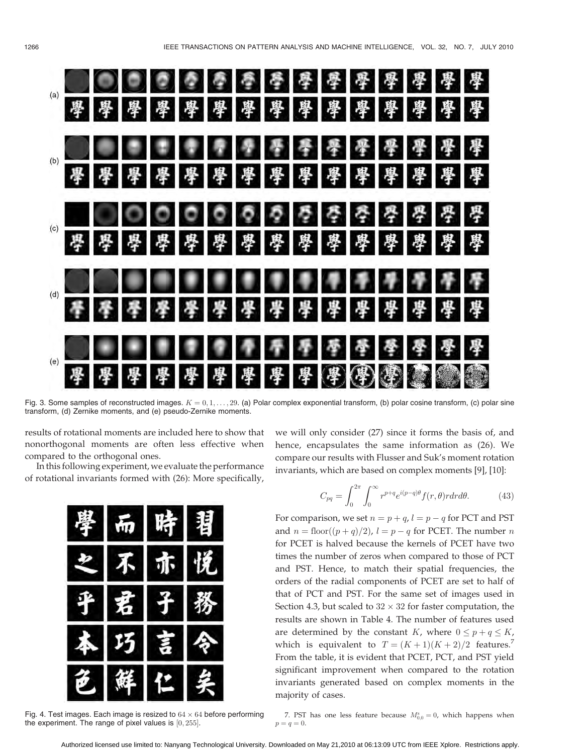Fig. 3. Some samples of reconstructed images. $K = 0, 1, \ldots, 29$. (a) Polar complex exponential transform, (b) polar cosine transform, (c) polar sine transform, (d) Zernike moments, and (e) pseudo-Zernike moments.

results of rotational moments are included here to show that nonorthogonal moments are often less effective when compared to the orthogonal ones.

In this following experiment, we evaluate the performance of rotational invariants formed with (26): More specifically, we will only consider (27) since it forms the basis of, and hence, encapsulates the same information as (26). We compare our results with Flusser and Suk's moment rotation invariants, which are based on complex moments [9], [10]:

$$C_{pq} = \int_0^{2\pi} \int_0^{\infty} r^{p+q} e^{i(p-q)\theta} f(r, \theta) r dr d\theta. \tag{43}$$

For comparison, we set $n = p + q$, $l = p - q$ for PCT and PST and $n = \text{floor}((p + q)/2)$, $l = p - q$ for PCET. The number $n$ for PCET is halved because the kernels of PCET have two times the number of zeros when compared to those of PCT and PST. Hence, to match their spatial frequencies, the orders of the radial components of PCET are set to half of that of PCT and PST. For the same set of images used in Section 4.3, but scaled to $32 \times 32$ for faster computation, the results are shown in Table 4. The number of features used are determined by the constant $K$, where $0 \leq p + q \leq K$, which is equivalent to $T = (K + 1)(K + 2)/2$ features.[7] From the table, it is evident that PCET, PCT, and PST yield significant improvement when compared to the rotation invariants generated based on complex moments in the majority of cases.

Fig. 4. Test images. Each image is resized to $64 \times 64$ before performing the experiment. The range of pixel values is $[0, 255]$.

7. PST has one less feature because $M^s_{0,0} = 0$, which happens when $p = q = 0$.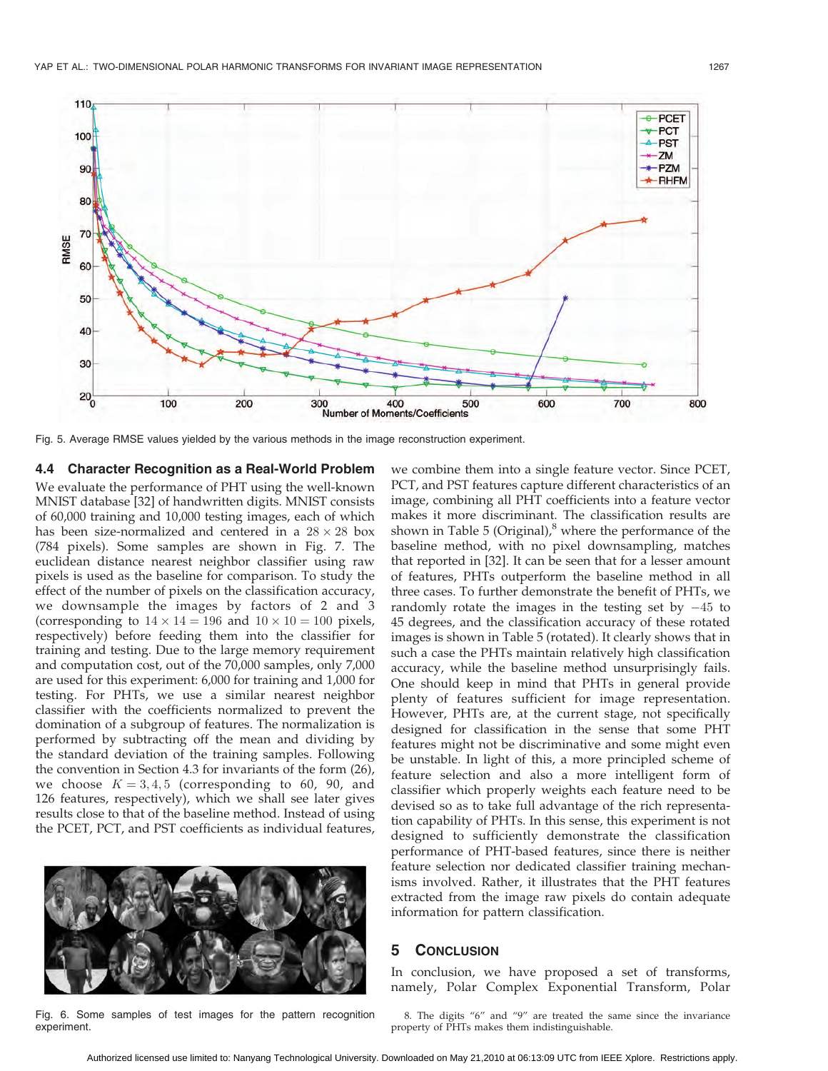Fig. 5. Average RMSE values yielded by the various methods in the image reconstruction experiment.

### 4.4 Character Recognition as a Real-World Problem

We evaluate the performance of PHT using the well-known MNIST database [32] of handwritten digits. MNIST consists of 60,000 training and 10,000 testing images, each of which has been size-normalized and centered in a $28 \times 28$ box (784 pixels). Some samples are shown in Fig. 7. The euclidean distance nearest neighbor classifier using raw pixels is used as the baseline for comparison. To study the effect of the number of pixels on the classification accuracy, we downsample the images by factors of 2 and 3 (corresponding to $14 \times 14 = 196$ and $10 \times 10 = 100$ pixels, respectively) before feeding them into the classifier for training and testing. Due to the large memory requirement and computation cost, out of the 70,000 samples, only 7,000 are used for this experiment: 6,000 for training and 1,000 for testing. For PHTs, we use a similar nearest neighbor classifier with the coefficients normalized to prevent the domination of a subgroup of features. The normalization is performed by subtracting off the mean and dividing by the standard deviation of the training samples. Following the convention in Section 4.3 for invariants of the form (26), we choose $K = 3, 4, 5$ (corresponding to 60, 90, and 126 features, respectively), which we shall see later gives results close to that of the baseline method. Instead of using the PCET, PCT, and PST coefficients as individual features, we combine them into a single feature vector. Since PCET, PCT, and PST features capture different characteristics of an image, combining all PHT coefficients into a feature vector makes it more discriminant. The classification results are shown in Table 5 (Original),[8] where the performance of the baseline method, with no pixel downsampling, matches that reported in [32]. It can be seen that for a lesser amount of features, PHTs outperform the baseline method in all three cases. To further demonstrate the benefit of PHTs, we randomly rotate the images in the testing set by $-45$ to 45 degrees, and the classification accuracy of these rotated images is shown in Table 5 (rotated). It clearly shows that in such a case the PHTs maintain relatively high classification accuracy, while the baseline method unsurprisingly fails. One should keep in mind that PHTs in general provide plenty of features sufficient for image representation. However, PHTs are, at the current stage, not specifically designed for classification in the sense that some PHT features might not be discriminative and some might even be unstable. In light of this, a more principled scheme of feature selection and also a more intelligent form of classifier which properly weights each feature need to be devised so as to take full advantage of the rich representation capability of PHTs. In this sense, this experiment is not designed to sufficiently demonstrate the classification performance of PHT-based features, since there is neither feature selection nor dedicated classifier training mechanisms involved. Rather, it illustrates that the PHT features extracted from the image raw pixels do contain adequate information for pattern classification.

Fig. 6. Some samples of test images for the pattern recognition experiment.

## 5 Conclusion

In conclusion, we have proposed a set of transforms, namely, Polar Complex Exponential Transform, Polar

8. The digits "6" and "9" are treated the same since the invariance property of PHTs makes them indistinguishable.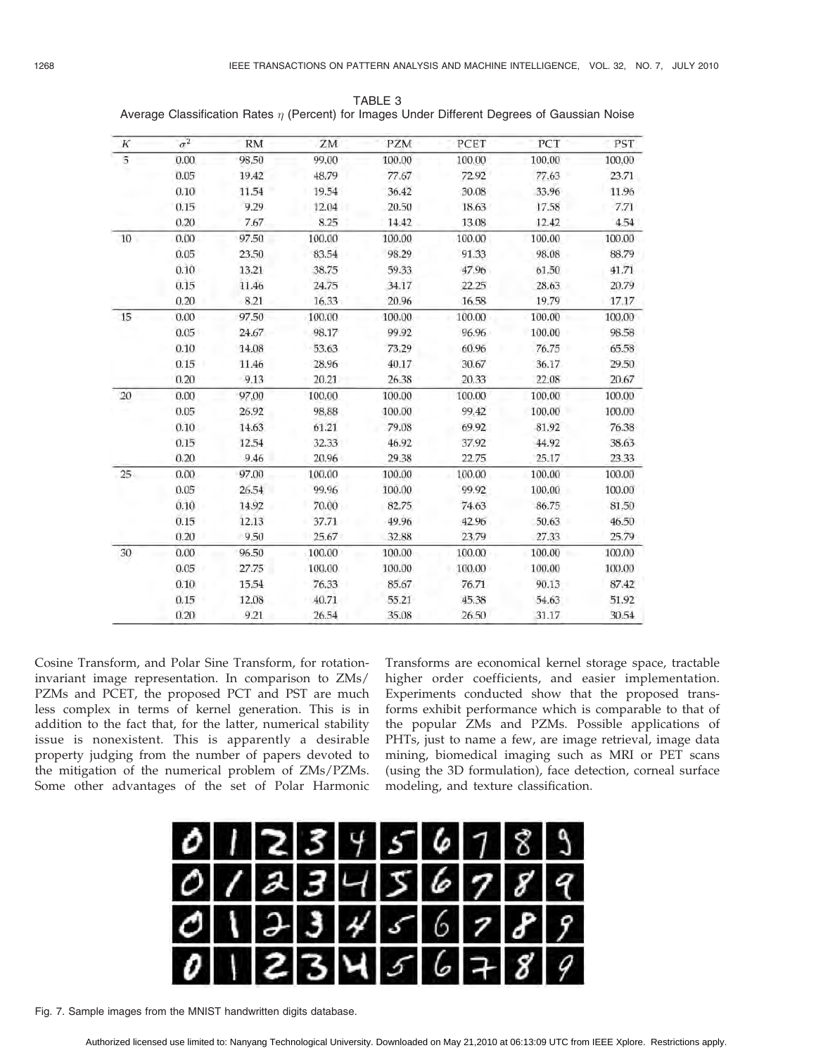TABLE 3
Average Classification Rates $\eta$ (Percent) for Images Under Different Degrees of Gaussian Noise

| $K$ | $\sigma^2$ | RM | ZM | PZM | PCET | PCT | PST |
|---|---|---|---|---|---|---|---|
| 5 | 0.00 | 98.50 | 99.00 | 100.00 | 100.00 | 100.00 | 100.00 |
| | 0.05 | 19.42 | 48.79 | 77.67 | 72.92 | 77.63 | 23.71 |
| | 0.10 | 11.54 | 19.54 | 36.42 | 30.08 | 33.96 | 11.96 |
| | 0.15 | 9.29 | 12.04 | 20.50 | 18.63 | 17.58 | 7.71 |
| | 0.20 | 7.67 | 8.25 | 14.42 | 13.08 | 12.42 | 4.54 |
| 10 | 0.00 | 97.50 | 100.00 | 100.00 | 100.00 | 100.00 | 100.00 |
| | 0.05 | 23.50 | 83.54 | 98.29 | 91.33 | 98.08 | 88.79 |
| | 0.10 | 13.21 | 38.75 | 59.33 | 47.96 | 61.50 | 41.71 |
| | 0.15 | 11.46 | 24.75 | 34.17 | 22.25 | 28.63 | 20.79 |
| | 0.20 | 8.21 | 16.33 | 20.96 | 16.58 | 19.79 | 17.17 |
| 15 | 0.00 | 97.50 | 100.00 | 100.00 | 100.00 | 100.00 | 100.00 |
| | 0.05 | 24.67 | 98.17 | 99.92 | 96.96 | 100.00 | 98.58 |
| | 0.10 | 14.08 | 53.63 | 73.29 | 60.96 | 76.75 | 65.58 |
| | 0.15 | 11.46 | 28.96 | 40.17 | 30.67 | 36.17 | 29.50 |
| | 0.20 | 9.13 | 20.21 | 26.38 | 20.33 | 22.08 | 20.67 |
| 20 | 0.00 | 97.00 | 100.00 | 100.00 | 100.00 | 100.00 | 100.00 |
| | 0.05 | 26.92 | 98.88 | 100.00 | 99.42 | 100.00 | 100.00 |
| | 0.10 | 14.63 | 61.21 | 79.08 | 69.92 | 81.92 | 76.38 |
| | 0.15 | 12.54 | 32.33 | 46.92 | 37.92 | 44.92 | 38.63 |
| | 0.20 | 9.46 | 20.96 | 29.38 | 22.75 | 25.17 | 23.33 |
| 25 | 0.00 | 97.00 | 100.00 | 100.00 | 100.00 | 100.00 | 100.00 |
| | 0.05 | 26.54 | 99.96 | 100.00 | 99.92 | 100.00 | 100.00 |
| | 0.10 | 14.92 | 70.00 | 82.75 | 74.63 | 86.75 | 81.50 |
| | 0.15 | 12.13 | 37.71 | 49.96 | 42.96 | 50.63 | 46.50 |
| | 0.20 | 9.50 | 25.67 | 32.88 | 23.79 | 27.33 | 25.79 |
| 30 | 0.00 | 96.50 | 100.00 | 100.00 | 100.00 | 100.00 | 100.00 |
| | 0.05 | 27.75 | 100.00 | 100.00 | 100.00 | 100.00 | 100.00 |
| | 0.10 | 15.54 | 76.33 | 85.67 | 76.71 | 90.13 | 87.42 |
| | 0.15 | 12.08 | 40.71 | 55.21 | 45.38 | 54.63 | 51.92 |
| | 0.20 | 9.21 | 26.54 | 35.08 | 26.50 | 31.17 | 30.54 |

Cosine Transform, and Polar Sine Transform, for rotation-invariant image representation. In comparison to ZMs/PZMs and PCET, the proposed PCT and PST are much less complex in terms of kernel generation. This is in addition to the fact that, for the latter, numerical stability issue is nonexistent. This is apparently a desirable property judging from the number of papers devoted to the mitigation of the numerical problem of ZMs/PZMs. Some other advantages of the set of Polar Harmonic Transforms are economical kernel storage space, tractable higher order coefficients, and easier implementation. Experiments conducted show that the proposed transforms exhibit performance which is comparable to that of the popular ZMs and PZMs. Possible applications of PHTs, just to name a few, are image retrieval, image data mining, biomedical imaging such as MRI or PET scans (using the 3D formulation), face detection, corneal surface modeling, and texture classification.

Fig. 7. Sample images from the MNIST handwritten digits database.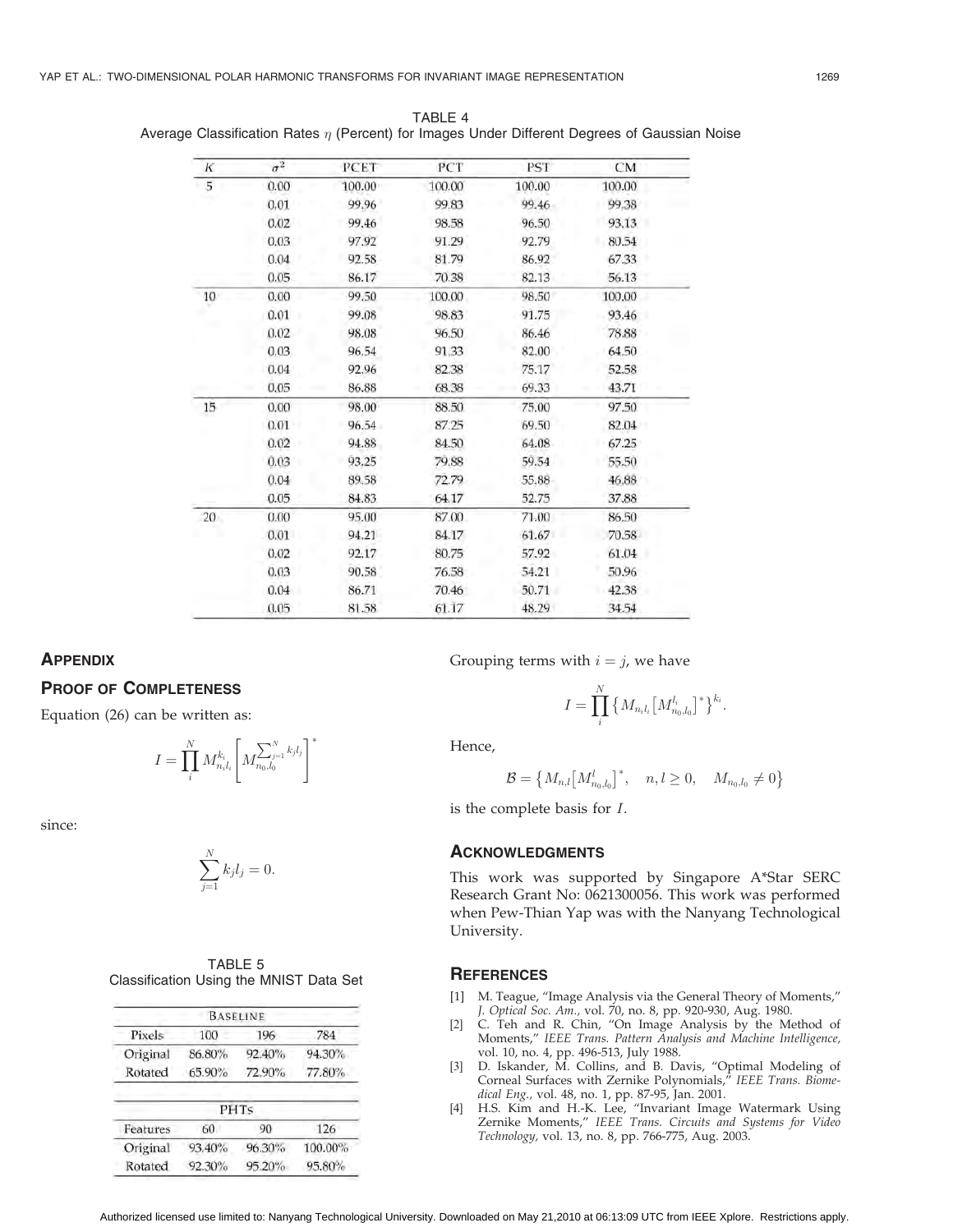TABLE 4
Average Classification Rates $\eta$ (Percent) for Images Under Different Degrees of Gaussian Noise

| $K$ | $\sigma^2$ | PCET | PCT | PST | CM |
|---|---|---|---|---|---|
| 5 | 0.00 | 100.00 | 100.00 | 100.00 | 100.00 |
| | 0.01 | 99.96 | 99.83 | 99.46 | 99.38 |
| | 0.02 | 99.46 | 98.58 | 96.50 | 93.13 |
| | 0.03 | 97.92 | 91.29 | 92.79 | 80.54 |
| | 0.04 | 92.58 | 81.79 | 86.92 | 67.33 |
| | 0.05 | 86.17 | 70.38 | 82.13 | 56.13 |
| 10 | 0.00 | 99.50 | 100.00 | 98.50 | 100.00 |
| | 0.01 | 99.08 | 98.83 | 91.75 | 93.46 |
| | 0.02 | 98.08 | 96.50 | 86.46 | 78.88 |
| | 0.03 | 96.54 | 91.33 | 82.00 | 64.50 |
| | 0.04 | 92.96 | 82.38 | 75.17 | 52.58 |
| | 0.05 | 86.88 | 68.38 | 69.33 | 43.71 |
| 15 | 0.00 | 98.00 | 88.50 | 75.00 | 97.50 |
| | 0.01 | 96.54 | 87.25 | 69.50 | 82.04 |
| | 0.02 | 94.88 | 84.50 | 64.08 | 67.25 |
| | 0.03 | 93.25 | 79.88 | 59.54 | 55.50 |
| | 0.04 | 89.58 | 72.79 | 55.88 | 46.88 |
| | 0.05 | 84.83 | 64.17 | 52.75 | 37.88 |
| 20 | 0.00 | 95.00 | 87.00 | 71.00 | 86.50 |
| | 0.01 | 94.21 | 84.17 | 61.67 | 70.58 |
| | 0.02 | 92.17 | 80.75 | 57.92 | 61.04 |
| | 0.03 | 90.58 | 76.58 | 54.21 | 50.96 |
| | 0.04 | 86.71 | 70.46 | 50.71 | 42.38 |
| | 0.05 | 81.58 | 61.17 | 48.29 | 34.54 |

## Appendix

### Proof of Completeness

Equation (26) can be written as:

$$I = \prod_{i}^{N} M_{n_i l_i}^{k_i} \left[ M_{n_0, l_0}^{\sum_{j=1}^{N} k_j l_j} \right]^*$$

since:

$$\sum_{j=1}^{N} k_j l_j = 0.$$

Grouping terms with $i = j$, we have

$$I = \prod_{i}^{N} \left\{ M_{n_i l_i} \left[ M_{n_0, l_0}^{l_i} \right]^* \right\}^{k_i}.$$

Hence,

$$\mathcal{B} = \left\{ M_{n,l} \left[ M_{n_0, l_0}^{l} \right]^*, \quad n, l \geq 0, \quad M_{n_0, l_0} \neq 0 \right\}$$

is the complete basis for $I$.

TABLE 5
Classification Using the MNIST Data Set

| Baseline | | | |
|---|---|---|---|
| Pixels | 100 | 196 | 784 |
| Original | 86.80% | 92.40% | 94.30% |
| Rotated | 65.90% | 72.90% | 77.80% |

| PHTs | | | |
|---|---|---|---|
| Features | 60 | 90 | 126 |
| Original | 93.40% | 96.30% | 100.00% |
| Rotated | 92.30% | 95.20% | 95.80% |

## Acknowledgments

This work was supported by Singapore A*Star SERC Research Grant No: 0621300056. This work was performed when Pew-Thian Yap was with the Nanyang Technological University.

## References

[1] M. Teague, "Image Analysis via the General Theory of Moments," *J. Optical Soc. Am.*, vol. 70, no. 8, pp. 920-930, Aug. 1980.

[2] C. Teh and R. Chin, "On Image Analysis by the Method of Moments," *IEEE Trans. Pattern Analysis and Machine Intelligence*, vol. 10, no. 4, pp. 496-513, July 1988.

[3] D. Iskander, M. Collins, and B. Davis, "Optimal Modeling of Corneal Surfaces with Zernike Polynomials," *IEEE Trans. Biomedical Eng.*, vol. 48, no. 1, pp. 87-95, Jan. 2001.

[4] H.S. Kim and H.-K. Lee, "Invariant Image Watermark Using Zernike Moments," *IEEE Trans. Circuits and Systems for Video Technology*, vol. 13, no. 8, pp. 766-775, Aug. 2003.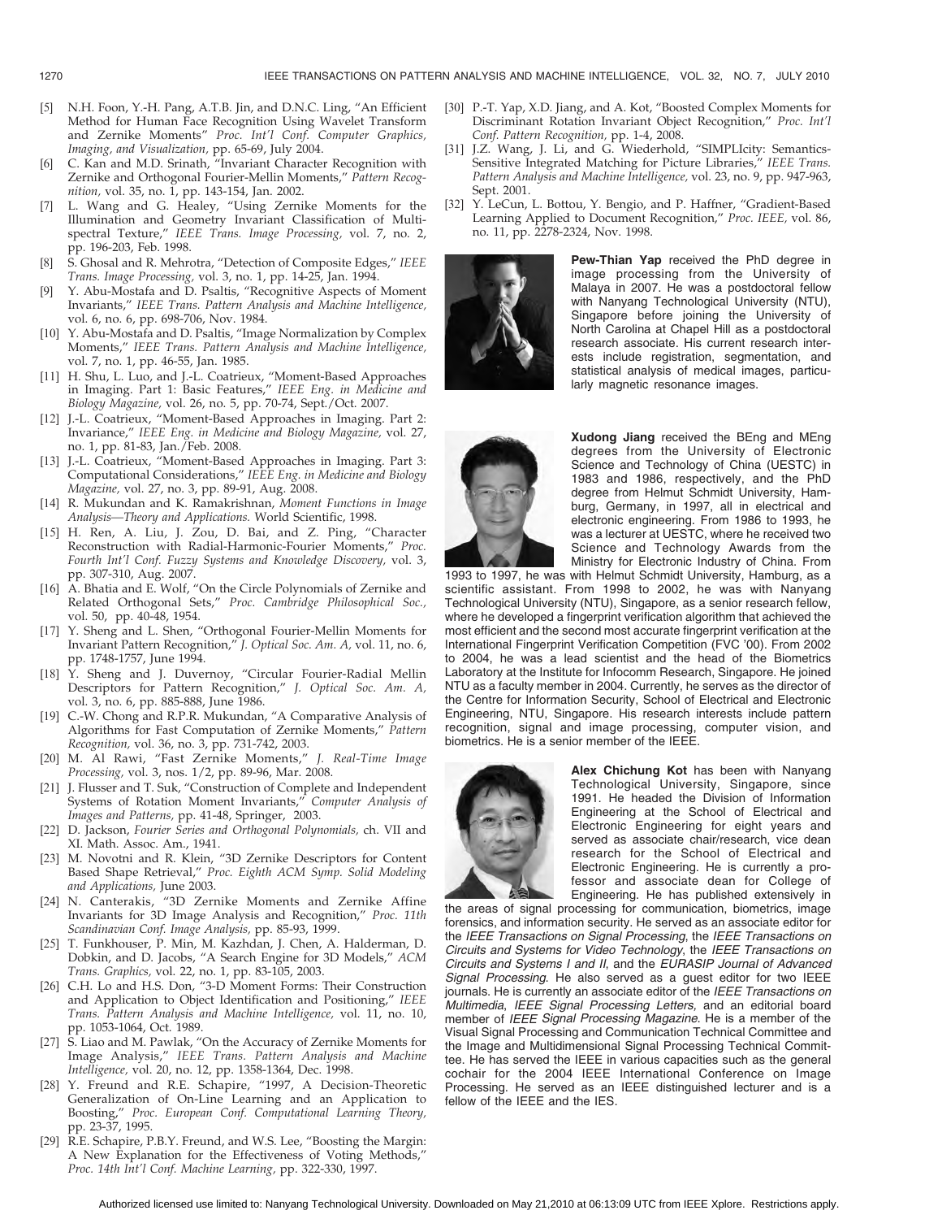[5] N.H. Foon, Y.-H. Pang, A.T.B. Jin, and D.N.C. Ling, "An Efficient Method for Human Face Recognition Using Wavelet Transform and Zernike Moments" *Proc. Int'l Conf. Computer Graphics, Imaging, and Visualization,* pp. 65-69, July 2004.

[6] C. Kan and M.D. Srinath, "Invariant Character Recognition with Zernike and Orthogonal Fourier-Mellin Moments," *Pattern Recognition,* vol. 35, no. 1, pp. 143-154, Jan. 2002.

[7] L. Wang and G. Healey, "Using Zernike Moments for the Illumination and Geometry Invariant Classification of Multispectral Texture," *IEEE Trans. Image Processing,* vol. 7, no. 2, pp. 196-203, Feb. 1998.

[8] S. Ghosal and R. Mehrotra, "Detection of Composite Edges," *IEEE Trans. Image Processing,* vol. 3, no. 1, pp. 14-25, Jan. 1994.

[9] Y. Abu-Mostafa and D. Psaltis, "Recognitive Aspects of Moment Invariants," *IEEE Trans. Pattern Analysis and Machine Intelligence,* vol. 6, no. 6, pp. 698-706, Nov. 1984.

[10] Y. Abu-Mostafa and D. Psaltis, "Image Normalization by Complex Moments," *IEEE Trans. Pattern Analysis and Machine Intelligence,* vol. 7, no. 1, pp. 46-55, Jan. 1985.

[11] H. Shu, L. Luo, and J.-L. Coatrieux, "Moment-Based Approaches in Imaging. Part 1: Basic Features," *IEEE Eng. in Medicine and Biology Magazine,* vol. 26, no. 5, pp. 70-74, Sept./Oct. 2007.

[12] J.-L. Coatrieux, "Moment-Based Approaches in Imaging. Part 2: Invariance," *IEEE Eng. in Medicine and Biology Magazine,* vol. 27, no. 1, pp. 81-83, Jan./Feb. 2008.

[13] J.-L. Coatrieux, "Moment-Based Approaches in Imaging. Part 3: Computational Considerations," *IEEE Eng. in Medicine and Biology Magazine,* vol. 27, no. 3, pp. 89-91, Aug. 2008.

[14] R. Mukundan and K. Ramakrishnan, *Moment Functions in Image Analysis—Theory and Applications.* World Scientific, 1998.

[15] H. Ren, A. Liu, J. Zou, D. Bai, and Z. Ping, "Character Reconstruction with Radial-Harmonic-Fourier Moments," *Proc. Fourth Int'l Conf. Fuzzy Systems and Knowledge Discovery,* vol. 3, pp. 307-310, Aug. 2007.

[16] A. Bhatia and E. Wolf, "On the Circle Polynomials of Zernike and Related Orthogonal Sets," *Proc. Cambridge Philosophical Soc.,* vol. 50, pp. 40-48, 1954.

[17] Y. Sheng and L. Shen, "Orthogonal Fourier-Mellin Moments for Invariant Pattern Recognition," *J. Optical Soc. Am. A,* vol. 11, no. 6, pp. 1748-1757, June 1994.

[18] Y. Sheng and J. Duvernoy, "Circular Fourier-Radial Mellin Descriptors for Pattern Recognition," *J. Optical Soc. Am. A,* vol. 3, no. 6, pp. 885-888, June 1986.

[19] C.-W. Chong and R.P.R. Mukundan, "A Comparative Analysis of Algorithms for Fast Computation of Zernike Moments," *Pattern Recognition,* vol. 36, no. 3, pp. 731-742, 2003.

[20] M. Al Rawi, "Fast Zernike Moments," *J. Real-Time Image Processing,* vol. 3, nos. 1/2, pp. 89-96, Mar. 2008.

[21] J. Flusser and T. Suk, "Construction of Complete and Independent Systems of Rotation Moment Invariants," *Computer Analysis of Images and Patterns,* pp. 41-48, Springer, 2003.

[22] D. Jackson, *Fourier Series and Orthogonal Polynomials,* ch. VII and XI. Math. Assoc. Am., 1941.

[23] M. Novotni and R. Klein, "3D Zernike Descriptors for Content Based Shape Retrieval," *Proc. Eighth ACM Symp. Solid Modeling and Applications,* June 2003.

[24] N. Canterakis, "3D Zernike Moments and Zernike Affine Invariants for 3D Image Analysis and Recognition," *Proc. 11th Scandinavian Conf. Image Analysis,* pp. 85-93, 1999.

[25] T. Funkhouser, P. Min, M. Kazhdan, J. Chen, A. Halderman, D. Dobkin, and D. Jacobs, "A Search Engine for 3D Models," *ACM Trans. Graphics,* vol. 22, no. 1, pp. 83-105, 2003.

[26] C.H. Lo and H.S. Don, "3-D Moment Forms: Their Construction and Application to Object Identification and Positioning," *IEEE Trans. Pattern Analysis and Machine Intelligence,* vol. 11, no. 10, pp. 1053-1064, Oct. 1989.

[27] S. Liao and M. Pawlak, "On the Accuracy of Zernike Moments for Image Analysis," *IEEE Trans. Pattern Analysis and Machine Intelligence,* vol. 20, no. 12, pp. 1358-1364, Dec. 1998.

[28] Y. Freund and R.E. Schapire, "1997, A Decision-Theoretic Generalization of On-Line Learning and an Application to Boosting," *Proc. European Conf. Computational Learning Theory,* pp. 23-37, 1995.

[29] R.E. Schapire, P.B.Y. Freund, and W.S. Lee, "Boosting the Margin: A New Explanation for the Effectiveness of Voting Methods," *Proc. 14th Int'l Conf. Machine Learning,* pp. 322-330, 1997.

[30] P.-T. Yap, X.D. Jiang, and A. Kot, "Boosted Complex Moments for Discriminant Rotation Invariant Object Recognition," *Proc. Int'l Conf. Pattern Recognition,* pp. 1-4, 2008.

[31] J.Z. Wang, J. Li, and G. Wiederhold, "SIMPLIcity: Semantics-Sensitive Integrated Matching for Picture Libraries," *IEEE Trans. Pattern Analysis and Machine Intelligence,* vol. 23, no. 9, pp. 947-963, Sept. 2001.

[32] Y. LeCun, L. Bottou, Y. Bengio, and P. Haffner, "Gradient-Based Learning Applied to Document Recognition," *Proc. IEEE,* vol. 86, no. 11, pp. 2278-2324, Nov. 1998.

**Pew-Thian Yap** received the PhD degree in image processing from the University of Malaya in 2007. He was a postdoctoral fellow with Nanyang Technological University (NTU), Singapore before joining the University of North Carolina at Chapel Hill as a postdoctoral research associate. His current research interests include registration, segmentation, and statistical analysis of medical images, particularly magnetic resonance images.

**Xudong Jiang** received the BEng and MEng degrees from the University of Electronic Science and Technology of China (UESTC) in 1983 and 1986, respectively, and the PhD degree from Helmut Schmidt University, Hamburg, Germany, in 1997, all in electrical and electronic engineering. From 1986 to 1993, he was a lecturer at UESTC, where he received two Science and Technology Awards from the Ministry for Electronic Industry of China. From 1993 to 1997, he was with Helmut Schmidt University, Hamburg, as a scientific assistant. From 1998 to 2002, he was with Nanyang Technological University (NTU), Singapore, as a senior research fellow, where he developed a fingerprint verification algorithm that achieved the most efficient and the second most accurate fingerprint verification at the International Fingerprint Verification Competition (FVC '00). From 2002 to 2004, he was a lead scientist and the head of the Biometrics Laboratory at the Institute for Infocomm Research, Singapore. He joined NTU as a faculty member in 2004. Currently, he serves as the director of the Centre for Information Security, School of Electrical and Electronic Engineering, NTU, Singapore. His research interests include pattern recognition, signal and image processing, computer vision, and biometrics. He is a senior member of the IEEE.

**Alex Chichung Kot** has been with Nanyang Technological University, Singapore, since 1991. He headed the Division of Information Engineering at the School of Electrical and Electronic Engineering for eight years and served as associate chair/research, vice dean research for the School of Electrical and Electronic Engineering. He is currently a professor and associate dean for College of Engineering. He has published extensively in the areas of signal processing for communication, biometrics, image forensics, and information security. He served as an associate editor for the *IEEE Transactions on Signal Processing*, the *IEEE Transactions on Circuits and Systems for Video Technology*, the *IEEE Transactions on Circuits and Systems I and II*, and the *EURASIP Journal of Advanced Signal Processing*. He also served as a guest editor for two IEEE journals. He is currently an associate editor of the *IEEE Transactions on Multimedia*, *IEEE Signal Processing Letters*, and an editorial board member of *IEEE Signal Processing Magazine*. He is a member of the Visual Signal Processing and Communication Technical Committee and the Image and Multidimensional Signal Processing Technical Committee. He has served the IEEE in various capacities such as the general cochair for the 2004 IEEE International Conference on Image Processing. He served as an IEEE distinguished lecturer and is a fellow of the IEEE and the IES.